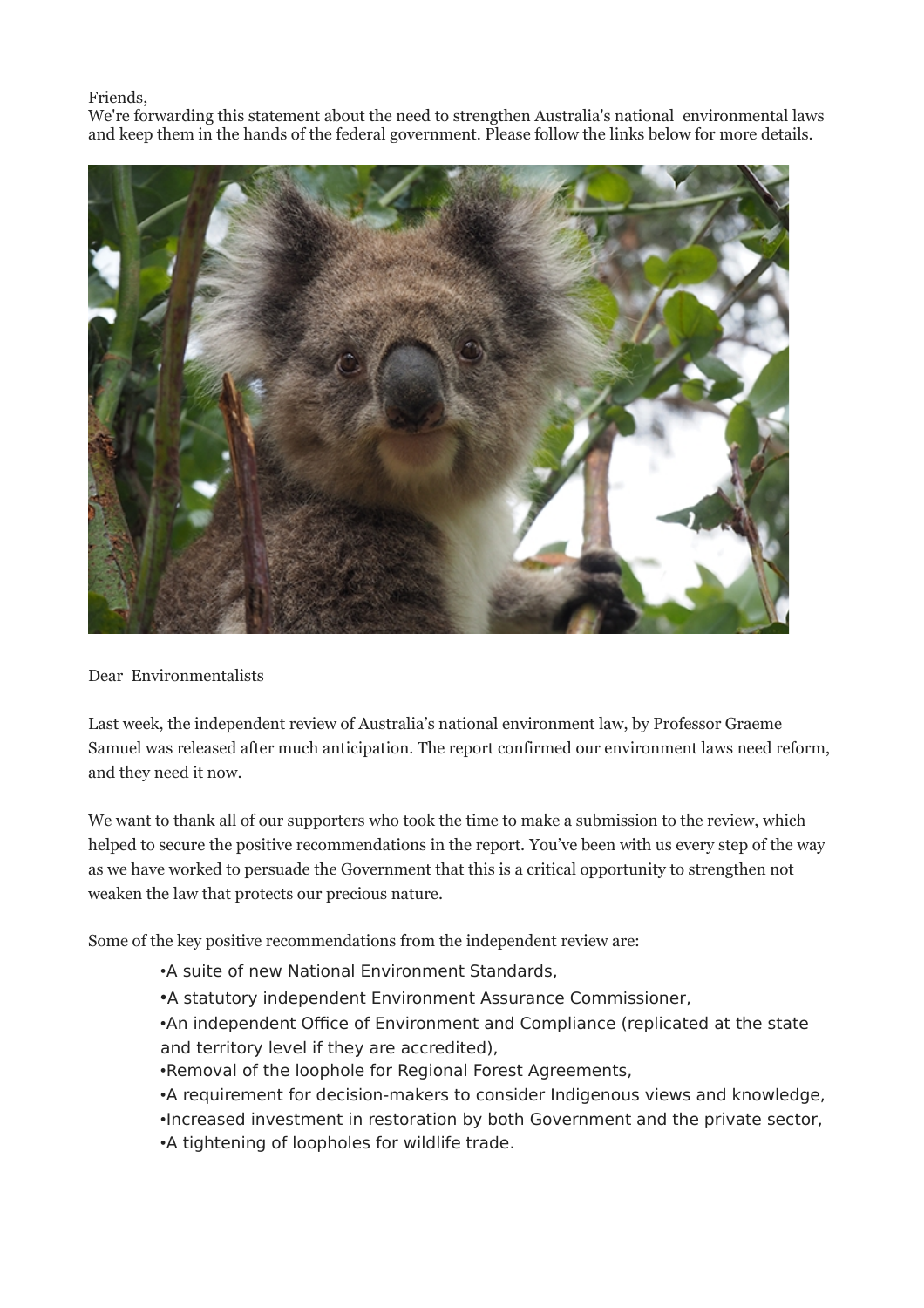Friends,
We're forwarding this statement about the need to strengthen Australia's national environmental laws and keep them in the hands of the federal government. Please follow the links below for more details.

Dear Environmentalists

Last week, the independent review of Australia's national environment law, by Professor Graeme Samuel was released after much anticipation. The report confirmed our environment laws need reform, and they need it now.

We want to thank all of our supporters who took the time to make a submission to the review, which helped to secure the positive recommendations in the report. You've been with us every step of the way as we have worked to persuade the Government that this is a critical opportunity to strengthen not weaken the law that protects our precious nature.

Some of the key positive recommendations from the independent review are:

- A suite of new National Environment Standards,
- A statutory independent Environment Assurance Commissioner,
- An independent Office of Environment and Compliance (replicated at the state and territory level if they are accredited),
- Removal of the loophole for Regional Forest Agreements,
- A requirement for decision-makers to consider Indigenous views and knowledge,
- Increased investment in restoration by both Government and the private sector,
- A tightening of loopholes for wildlife trade.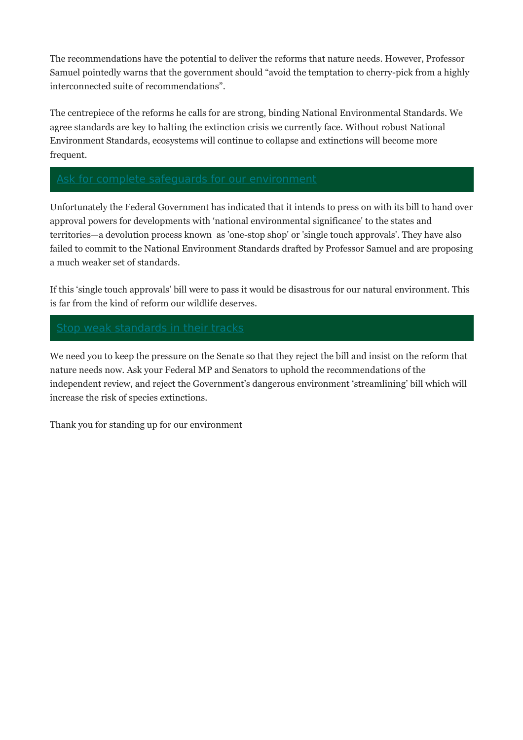The recommendations have the potential to deliver the reforms that nature needs. However, Professor Samuel pointedly warns that the government should “avoid the temptation to cherry-pick from a highly interconnected suite of recommendations”.

The centrepiece of the reforms he calls for are strong, binding National Environmental Standards. We agree standards are key to halting the extinction crisis we currently face. Without robust National Environment Standards, ecosystems will continue to collapse and extinctions will become more frequent.

Ask for complete safeguards for our environment

Unfortunately the Federal Government has indicated that it intends to press on with its bill to hand over approval powers for developments with ‘national environmental significance' to the states and territories—a devolution process known as 'one-stop shop' or 'single touch approvals'. They have also failed to commit to the National Environment Standards drafted by Professor Samuel and are proposing a much weaker set of standards.

If this ‘single touch approvals’ bill were to pass it would be disastrous for our natural environment. This is far from the kind of reform our wildlife deserves.

Stop weak standards in their tracks

We need you to keep the pressure on the Senate so that they reject the bill and insist on the reform that nature needs now. Ask your Federal MP and Senators to uphold the recommendations of the independent review, and reject the Government’s dangerous environment ‘streamlining’ bill which will increase the risk of species extinctions.

Thank you for standing up for our environment